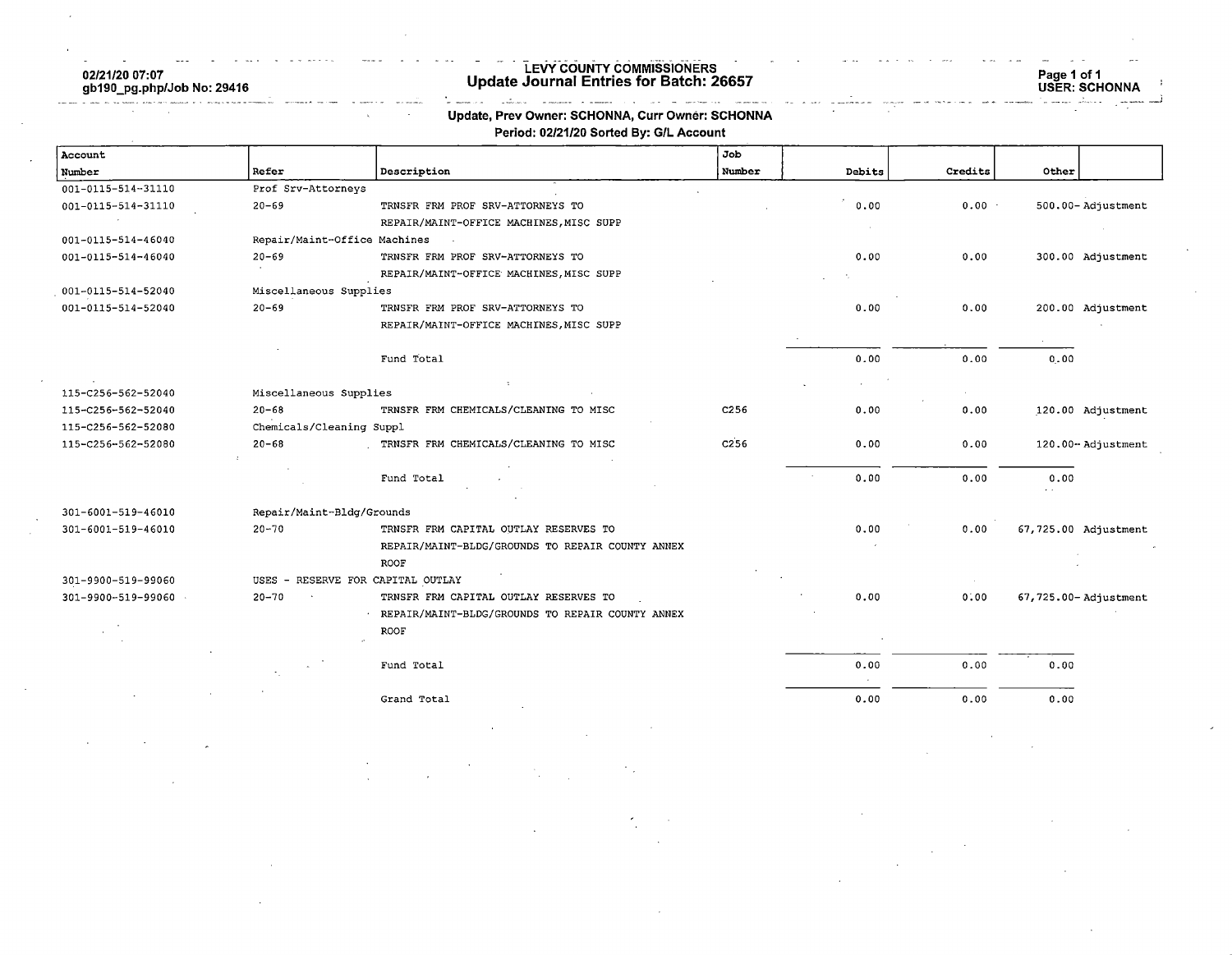# LEVY COUNTY COMMISSIONERS
## Update Journal Entries for Batch: 26657

02/21/20 07:07
gb190_pg.php/Job No: 29416

USER: SCHONNA

**Update, Prev Owner: SCHONNA, Curr Owner: SCHONNA**
**Period: 02/21/20 Sorted By: G/L Account**

| Account Number | Refer | Description | Job Number | Debits | Credits | Other | |
|---|---|---|---|---|---|---|---|
| 001-0115-514-31110 | Prof Srv-Attorneys | | | | | | |
| 001-0115-514-31110 | 20-69 | TRNSFR FRM PROF SRV-ATTORNEYS TO REPAIR/MAINT-OFFICE MACHINES,MISC SUPP | | 0.00 | 0.00 | 500.00- | Adjustment |
| 001-0115-514-46040 | Repair/Maint-Office Machines | | | | | | |
| 001-0115-514-46040 | 20-69 | TRNSFR FRM PROF SRV-ATTORNEYS TO REPAIR/MAINT-OFFICE MACHINES,MISC SUPP | | 0.00 | 0.00 | 300.00 | Adjustment |
| 001-0115-514-52040 | Miscellaneous Supplies | | | | | | |
| 001-0115-514-52040 | 20-69 | TRNSFR FRM PROF SRV-ATTORNEYS TO REPAIR/MAINT-OFFICE MACHINES,MISC SUPP | | 0.00 | 0.00 | 200.00 | Adjustment |
| | | Fund Total | | 0.00 | 0.00 | 0.00 | |
| 115-C256-562-52040 | Miscellaneous Supplies | | | | | | |
| 115-C256-562-52040 | 20-68 | TRNSFR FRM CHEMICALS/CLEANING TO MISC | C256 | 0.00 | 0.00 | 120.00 | Adjustment |
| 115-C256-562-52080 | Chemicals/Cleaning Suppl | | | | | | |
| 115-C256-562-52080 | 20-68 | TRNSFR FRM CHEMICALS/CLEANING TO MISC | C256 | 0.00 | 0.00 | 120.00- | Adjustment |
| | | Fund Total | | 0.00 | 0.00 | 0.00 | |
| 301-6001-519-46010 | Repair/Maint-Bldg/Grounds | | | | | | |
| 301-6001-519-46010 | 20-70 | TRNSFR FRM CAPITAL OUTLAY RESERVES TO REPAIR/MAINT-BLDG/GROUNDS TO REPAIR COUNTY ANNEX ROOF | | 0.00 | 0.00 | 67,725.00 | Adjustment |
| 301-9900-519-99060 | USES - RESERVE FOR CAPITAL OUTLAY | | | | | | |
| 301-9900-519-99060 | 20-70 | TRNSFR FRM CAPITAL OUTLAY RESERVES TO REPAIR/MAINT-BLDG/GROUNDS TO REPAIR COUNTY ANNEX ROOF | | 0.00 | 0.00 | 67,725.00- | Adjustment |
| | | Fund Total | | 0.00 | 0.00 | 0.00 | |
| | | Grand Total | | 0.00 | 0.00 | 0.00 | |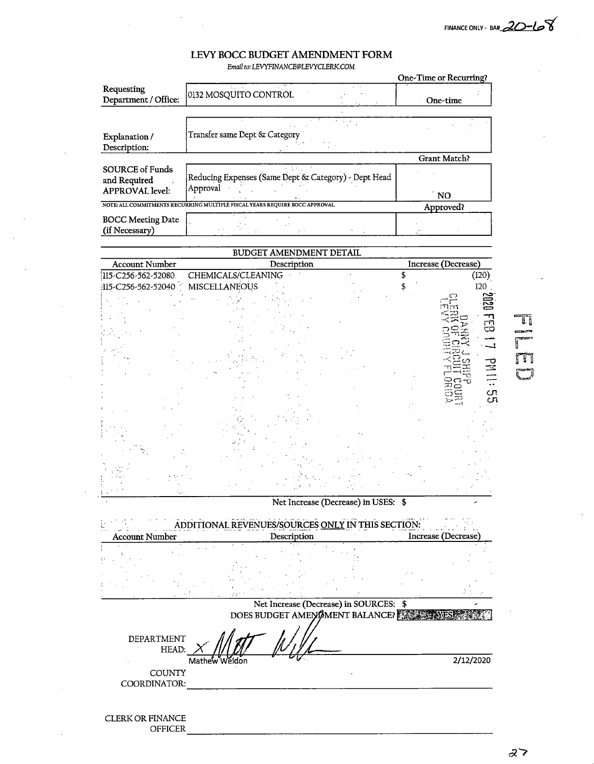FINANCE ONLY - BA# 20-68

# LEVY BOCC BUDGET AMENDMENT FORM

*Email to: LEVYFINANCE@LEVYCLERK.COM*

| | | One-Time or Recurring? |
|---|---|---|
| Requesting Department / Office: | 0132 MOSQUITO CONTROL | One-time |
| Explanation / Description: | Transfer same Dept & Category | |
| | | Grant Match? |
| SOURCE of Funds and Required APPROVAL level: | Reducing Expenses (Same Dept & Category) - Dept Head Approval | NO |
| NOTE: ALL COMMITMENTS RECURRING MULTIPLE FISCAL YEARS REQUIRE BOCC APPROVAL | | Approved? |
| BOCC Meeting Date (if Necessary) | | |

## BUDGET AMENDMENT DETAIL

| Account Number | Description | Increase (Decrease) |
|---|---|---|
| 115-C256-562-52080 | CHEMICALS/CLEANING | $ (120) |
| 115-C256-562-52040 | MISCELLANEOUS | $ 120 |
| | Net Increase (Decrease) in USES: | $ - |

2020 FEB 17 PM 11:55
DANNY J SHIPP
CLERK OF CIRCUIT COURT
LEVY COUNTY FLORIDA

FILED

## ADDITIONAL REVENUES/SOURCES ONLY IN THIS SECTION:

| Account Number | Description | Increase (Decrease) |
|---|---|---|
| | | |
| | Net Increase (Decrease) in SOURCES: | $ - |

DOES BUDGET AMENDMENT BALANCE? YES

DEPARTMENT HEAD: X *[signature]*
Mathew Weldon 2/12/2020

COUNTY COORDINATOR: ____________________

CLERK OR FINANCE OFFICER ____________________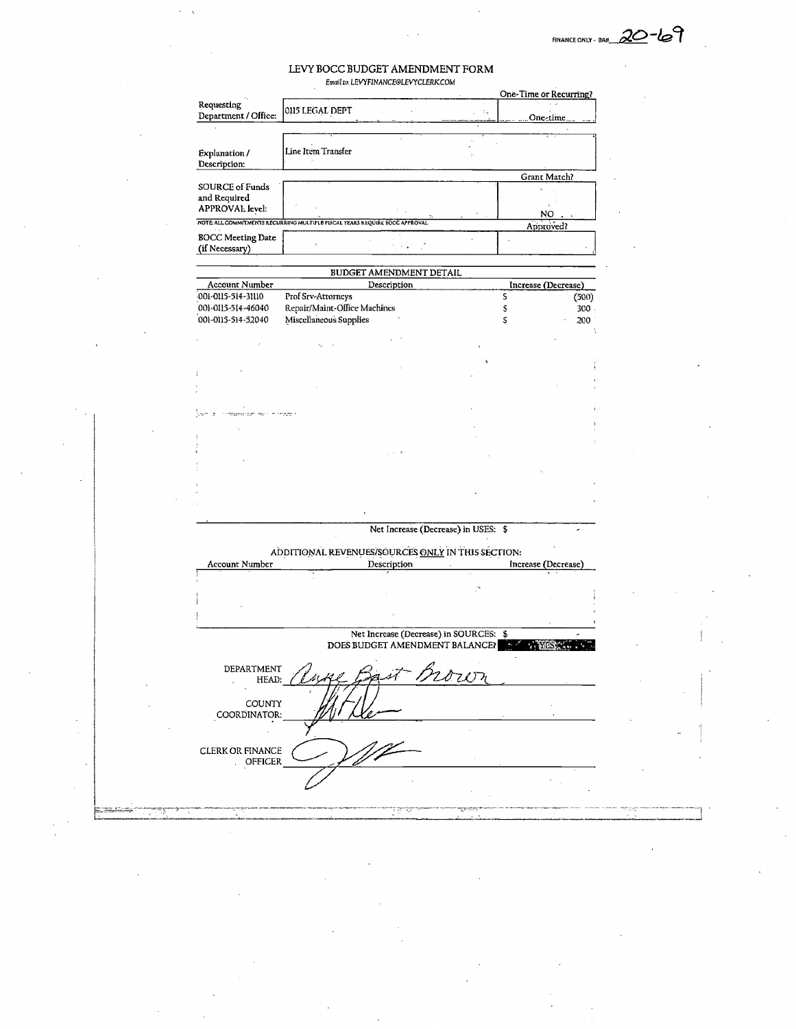FINANCE ONLY - BA# 20-69

# LEVY BOCC BUDGET AMENDMENT FORM

*Email to: LEVYFINANCE@LEVYCLERK.COM*

| | | One-Time or Recurring? |
|---|---|---|
| Requesting Department / Office: | 0115 LEGAL DEPT | One-time |
| Explanation / Description: | Line Item Transfer | |
| | | Grant Match? |
| SOURCE of Funds and Required APPROVAL level: | | NO |
| NOTE: ALL COMMITMENTS RECURRING MULTIPLE FISCAL YEARS REQUIRE BOCC APPROVAL | | Approved? |
| BOCC Meeting Date (if Necessary) | | |

## BUDGET AMENDMENT DETAIL

| Account Number | Description | Increase (Decrease) |
|---|---|---|
| 001-0115-514-31110 | Prof Srv-Attorneys | $ (500) |
| 001-0115-514-46040 | Repair/Maint-Office Machines | $ 300 |
| 001-0115-514-52040 | Miscellaneous Supplies | $ 200 |

Net Increase (Decrease) in USES: $ -

ADDITIONAL REVENUES/SOURCES ONLY IN THIS SECTION:

| Account Number | Description | Increase (Decrease) |
|---|---|---|
| | | |

Net Increase (Decrease) in SOURCES: $ -

DOES BUDGET AMENDMENT BALANCE? YES

DEPARTMENT HEAD: Anne Bast Brown

COUNTY COORDINATOR: [signature]

CLERK OR FINANCE OFFICER: [signature]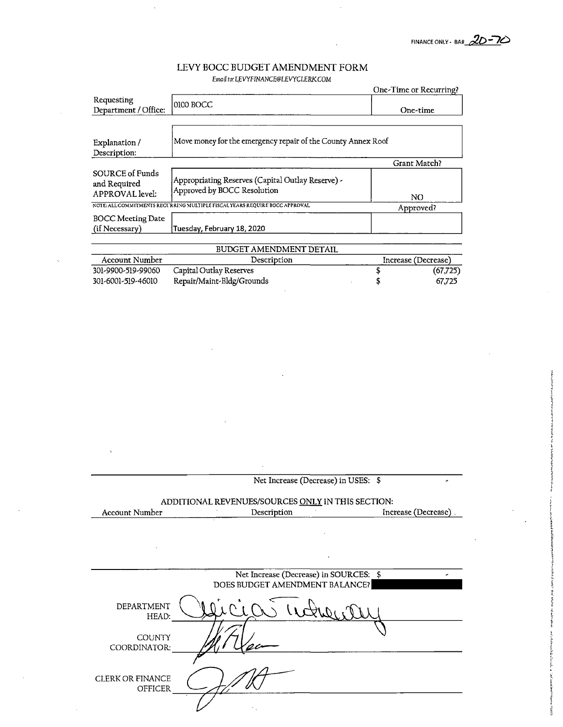FINANCE ONLY - BA# 20-70

# LEVY BOCC BUDGET AMENDMENT FORM

*Email to: LEVYFINANCE@LEVYCLERK.COM*

| | | One-Time or Recurring? |
|---|---|---|
| Requesting Department / Office: | 0100 BOCC | One-time |
| Explanation / Description: | Move money for the emergency repair of the County Annex Roof | |
| | | Grant Match? |
| SOURCE of Funds and Required APPROVAL level: | Appropriating Reserves (Capital Outlay Reserve) - Approved by BOCC Resolution | NO |
| NOTE: ALL COMMITMENTS RECURRING MULTIPLE FISCAL YEARS REQUIRE BOCC APPROVAL | | Approved? |
| BOCC Meeting Date (if Necessary) | Tuesday, February 18, 2020 | |

## BUDGET AMENDMENT DETAIL

| Account Number | Description | Increase (Decrease) |
|---|---|---|
| 301-9900-519-99060 | Capital Outlay Reserves | $ (67,725) |
| 301-6001-519-46010 | Repair/Maint-Bldg/Grounds | $ 67,725 |

Net Increase (Decrease) in USES: $ -

## ADDITIONAL REVENUES/SOURCES ONLY IN THIS SECTION:

| Account Number | Description | Increase (Decrease) |
|---|---|---|
| | | |

Net Increase (Decrease) in SOURCES: $ -

DOES BUDGET AMENDMENT BALANCE?

DEPARTMENT HEAD: [signature]

COUNTY COORDINATOR: [signature]

CLERK OR FINANCE OFFICER [signature]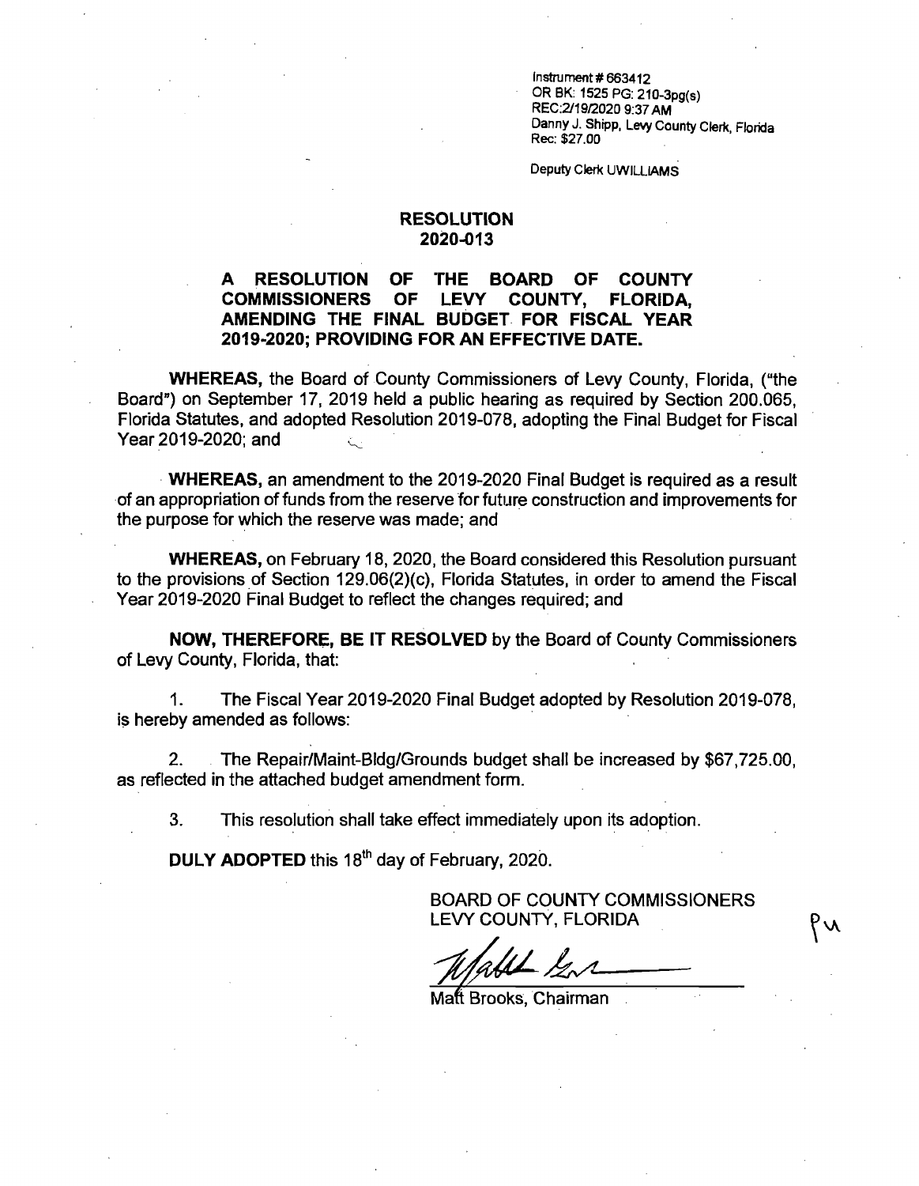Instrument # 663412
OR BK: 1525 PG: 210-3pg(s)
REC:2/19/2020 9:37 AM
Danny J. Shipp, Levy County Clerk, Florida
Rec: $27.00

Deputy Clerk UWILLIAMS

# RESOLUTION
# 2020-013

**A RESOLUTION OF THE BOARD OF COUNTY COMMISSIONERS OF LEVY COUNTY, FLORIDA, AMENDING THE FINAL BUDGET FOR FISCAL YEAR 2019-2020; PROVIDING FOR AN EFFECTIVE DATE.**

**WHEREAS,** the Board of County Commissioners of Levy County, Florida, ("the Board") on September 17, 2019 held a public hearing as required by Section 200.065, Florida Statutes, and adopted Resolution 2019-078, adopting the Final Budget for Fiscal Year 2019-2020; and

**WHEREAS,** an amendment to the 2019-2020 Final Budget is required as a result of an appropriation of funds from the reserve for future construction and improvements for the purpose for which the reserve was made; and

**WHEREAS,** on February 18, 2020, the Board considered this Resolution pursuant to the provisions of Section 129.06(2)(c), Florida Statutes, in order to amend the Fiscal Year 2019-2020 Final Budget to reflect the changes required; and

**NOW, THEREFORE, BE IT RESOLVED** by the Board of County Commissioners of Levy County, Florida, that:

1. The Fiscal Year 2019-2020 Final Budget adopted by Resolution 2019-078, is hereby amended as follows:

2. The Repair/Maint-Bldg/Grounds budget shall be increased by $67,725.00, as reflected in the attached budget amendment form.

3. This resolution shall take effect immediately upon its adoption.

**DULY ADOPTED** this 18th day of February, 2020.

BOARD OF COUNTY COMMISSIONERS
LEVY COUNTY, FLORIDA

Matt Brooks, Chairman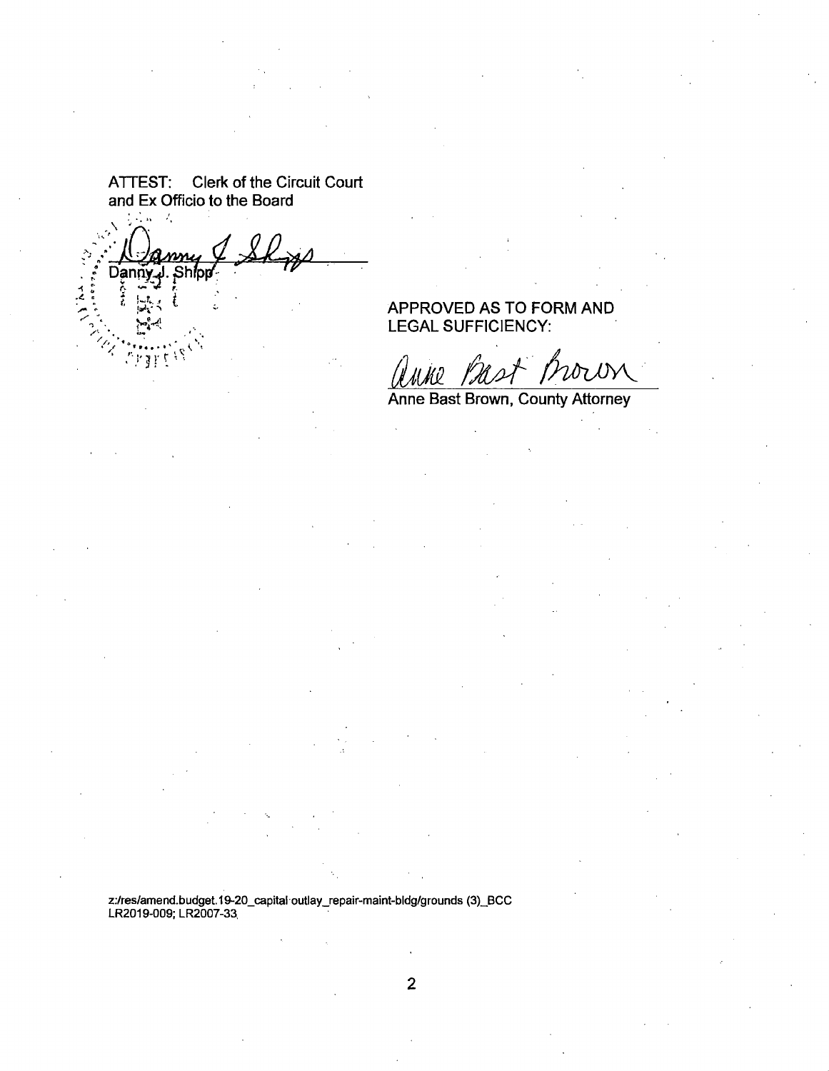ATTEST: Clerk of the Circuit Court and Ex Officio to the Board

Danny J. Shipp

APPROVED AS TO FORM AND LEGAL SUFFICIENCY:

Anne Bast Brown, County Attorney

z:/res/amend.budget.19-20_capital outlay_repair-maint-bldg/grounds (3)_BCC
LR2019-009; LR2007-33